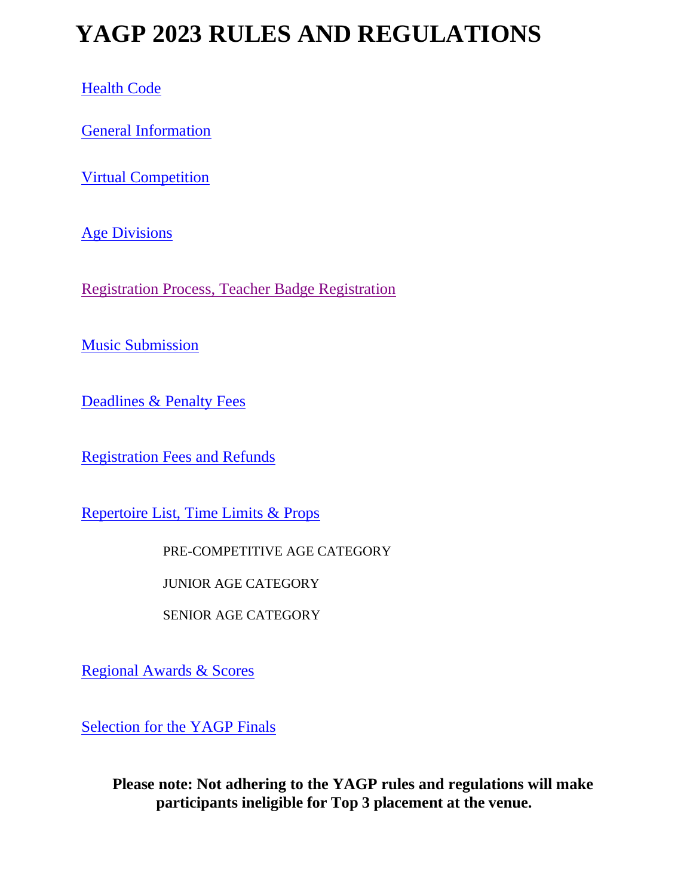# YAGP 2023 RULES AND REGULATIONS

Health Code

General Information

Virtual Competition

Age Divisions

Registration Process, Teacher Badge Registration

Music Submission

Deadlines & Penalty Fees

Registration Fees and Refunds

Repertoire List, Time Limits & Props

- PRE-COMPETITIVE AGE CATEGORY
- JUNIOR AGE CATEGORY
- SENIOR AGE CATEGORY

Regional Awards & Scores

Selection for the YAGP Finals

**Please note: Not adhering to the YAGP rules and regulations will make participants ineligible for Top 3 placement at the venue.**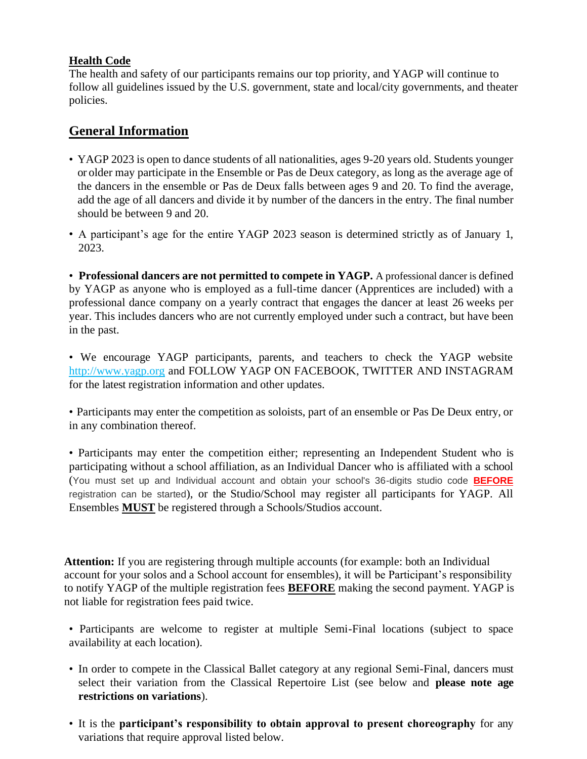**Health Code**

The health and safety of our participants remains our top priority, and YAGP will continue to follow all guidelines issued by the U.S. government, state and local/city governments, and theater policies.

## General Information

- YAGP 2023 is open to dance students of all nationalities, ages 9-20 years old. Students younger or older may participate in the Ensemble or Pas de Deux category, as long as the average age of the dancers in the ensemble or Pas de Deux falls between 9 and 20. To find the average, add the age of all dancers and divide it by number of the dancers in the entry. The final number should be between 9 and 20.

- A participant's age for the entire YAGP 2023 season is determined strictly as of January 1, 2023.

- **Professional dancers are not permitted to compete in YAGP.** A professional dancer is defined by YAGP as anyone who is employed as a full-time dancer (Apprentices are included) with a professional dance company on a yearly contract that engages the dancer at least 26 weeks per year. This includes dancers who are not currently employed under such a contract, but have been in the past.

- We encourage YAGP participants, parents, and teachers to check the YAGP website http://www.yagp.org and FOLLOW YAGP ON FACEBOOK, TWITTER AND INSTAGRAM for the latest registration information and other updates.

- Participants may enter the competition as soloists, part of an ensemble or Pas De Deux entry, or in any combination thereof.

- Participants may enter the competition either; representing an Independent Student who is participating without a school affiliation, as an Individual Dancer who is affiliated with a school (You must set up and Individual account and obtain your school's 36-digits studio code **BEFORE** registration can be started), or the Studio/School may register all participants for YAGP. All Ensembles **MUST** be registered through a Schools/Studios account.

**Attention:** If you are registering through multiple accounts (for example: both an Individual account for your solos and a School account for ensembles), it will be Participant's responsibility to notify YAGP of the multiple registration fees **BEFORE** making the second payment. YAGP is not liable for registration fees paid twice.

- Participants are welcome to register at multiple Semi-Final locations (subject to space availability at each location).

- In order to compete in the Classical Ballet category at any regional Semi-Final, dancers must select their variation from the Classical Repertoire List (see below and **please note age restrictions on variations**).

- It is the **participant's responsibility to obtain approval to present choreography** for any variations that require approval listed below.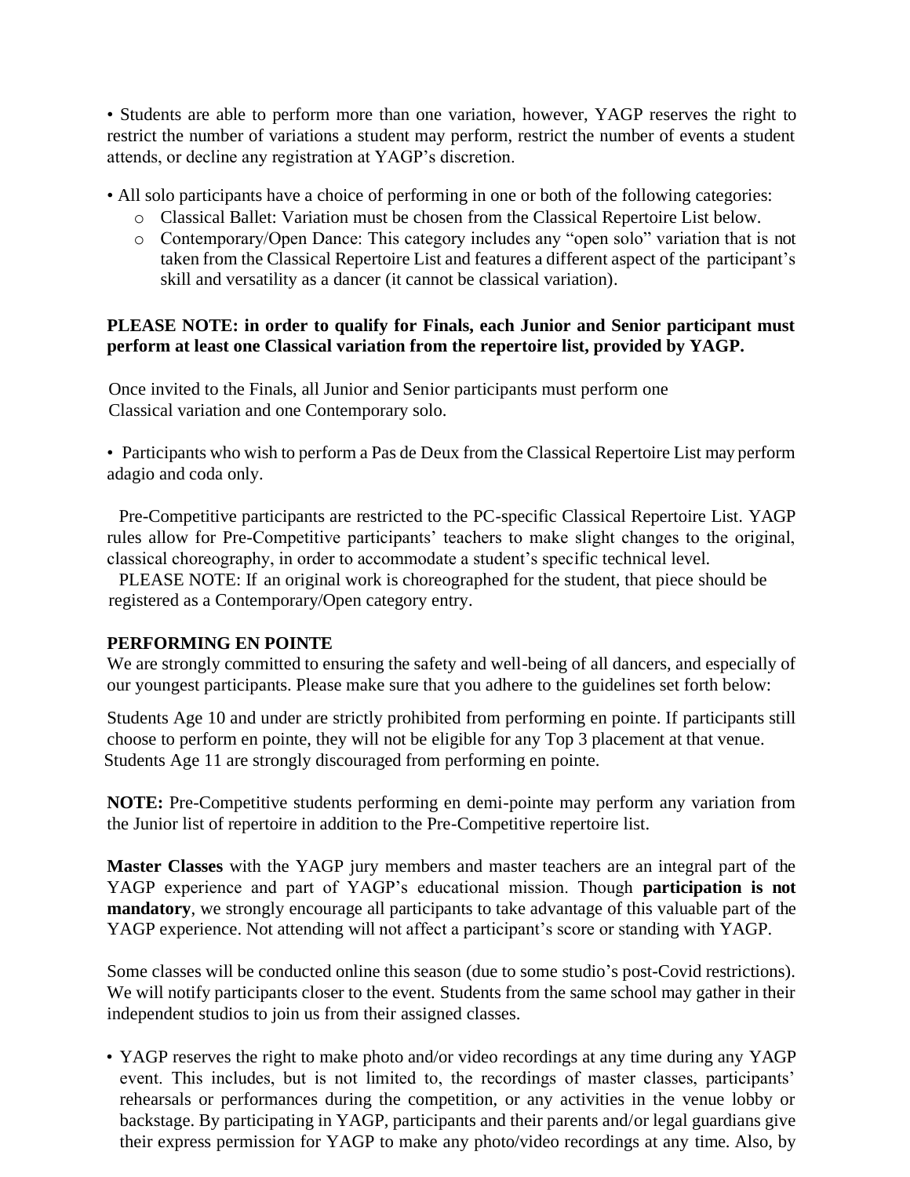- Students are able to perform more than one variation, however, YAGP reserves the right to restrict the number of variations a student may perform, restrict the number of events a student attends, or decline any registration at YAGP's discretion.

- All solo participants have a choice of performing in one or both of the following categories:
  - Classical Ballet: Variation must be chosen from the Classical Repertoire List below.
  - Contemporary/Open Dance: This category includes any "open solo" variation that is not taken from the Classical Repertoire List and features a different aspect of the participant's skill and versatility as a dancer (it cannot be classical variation).

**PLEASE NOTE: in order to qualify for Finals, each Junior and Senior participant must perform at least one Classical variation from the repertoire list, provided by YAGP.**

Once invited to the Finals, all Junior and Senior participants must perform one Classical variation and one Contemporary solo.

- Participants who wish to perform a Pas de Deux from the Classical Repertoire List may perform adagio and coda only.

Pre-Competitive participants are restricted to the PC-specific Classical Repertoire List. YAGP rules allow for Pre-Competitive participants' teachers to make slight changes to the original, classical choreography, in order to accommodate a student's specific technical level.

PLEASE NOTE: If an original work is choreographed for the student, that piece should be registered as a Contemporary/Open category entry.

**PERFORMING EN POINTE**

We are strongly committed to ensuring the safety and well-being of all dancers, and especially of our youngest participants. Please make sure that you adhere to the guidelines set forth below:

Students Age 10 and under are strictly prohibited from performing en pointe. If participants still choose to perform en pointe, they will not be eligible for any Top 3 placement at that venue. Students Age 11 are strongly discouraged from performing en pointe.

**NOTE:** Pre-Competitive students performing en demi-pointe may perform any variation from the Junior list of repertoire in addition to the Pre-Competitive repertoire list.

**Master Classes** with the YAGP jury members and master teachers are an integral part of the YAGP experience and part of YAGP's educational mission. Though **participation is not mandatory**, we strongly encourage all participants to take advantage of this valuable part of the YAGP experience. Not attending will not affect a participant's score or standing with YAGP.

Some classes will be conducted online this season (due to some studio's post-Covid restrictions). We will notify participants closer to the event. Students from the same school may gather in their independent studios to join us from their assigned classes.

- YAGP reserves the right to make photo and/or video recordings at any time during any YAGP event. This includes, but is not limited to, the recordings of master classes, participants' rehearsals or performances during the competition, or any activities in the venue lobby or backstage. By participating in YAGP, participants and their parents and/or legal guardians give their express permission for YAGP to make any photo/video recordings at any time. Also, by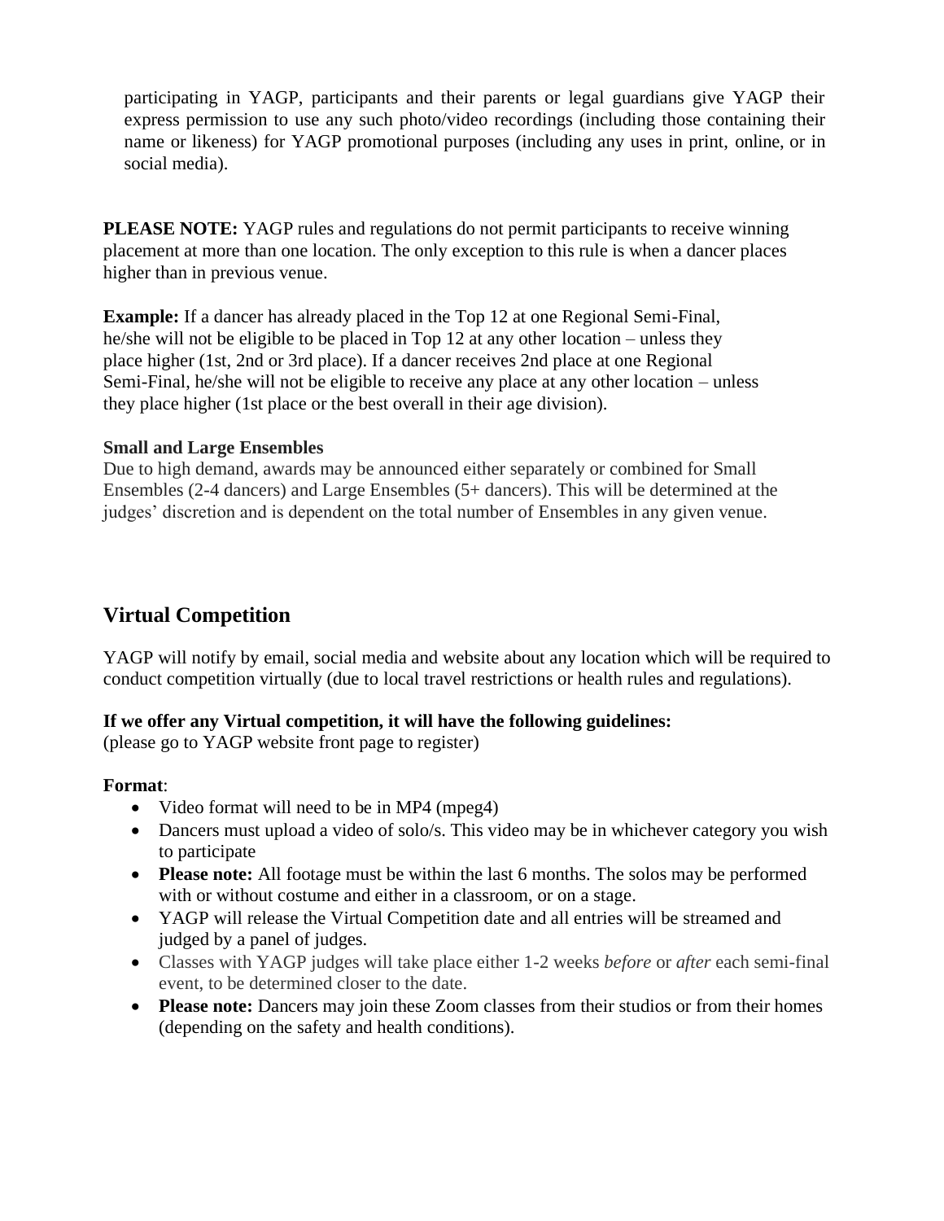participating in YAGP, participants and their parents or legal guardians give YAGP their express permission to use any such photo/video recordings (including those containing their name or likeness) for YAGP promotional purposes (including any uses in print, online, or in social media).

**PLEASE NOTE:** YAGP rules and regulations do not permit participants to receive winning placement at more than one location. The only exception to this rule is when a dancer places higher than in previous venue.

**Example:** If a dancer has already placed in the Top 12 at one Regional Semi-Final, he/she will not be eligible to be placed in Top 12 at any other location – unless they place higher (1st, 2nd or 3rd place). If a dancer receives 2nd place at one Regional Semi-Final, he/she will not be eligible to receive any place at any other location – unless they place higher (1st place or the best overall in their age division).

**Small and Large Ensembles**

Due to high demand, awards may be announced either separately or combined for Small Ensembles (2-4 dancers) and Large Ensembles (5+ dancers). This will be determined at the judges' discretion and is dependent on the total number of Ensembles in any given venue.

## Virtual Competition

YAGP will notify by email, social media and website about any location which will be required to conduct competition virtually (due to local travel restrictions or health rules and regulations).

**If we offer any Virtual competition, it will have the following guidelines:**
(please go to YAGP website front page to register)

**Format**:

- Video format will need to be in MP4 (mpeg4)
- Dancers must upload a video of solo/s. This video may be in whichever category you wish to participate
- **Please note:** All footage must be within the last 6 months. The solos may be performed with or without costume and either in a classroom, or on a stage.
- YAGP will release the Virtual Competition date and all entries will be streamed and judged by a panel of judges.
- Classes with YAGP judges will take place either 1-2 weeks *before* or *after* each semi-final event, to be determined closer to the date.
- **Please note:** Dancers may join these Zoom classes from their studios or from their homes (depending on the safety and health conditions).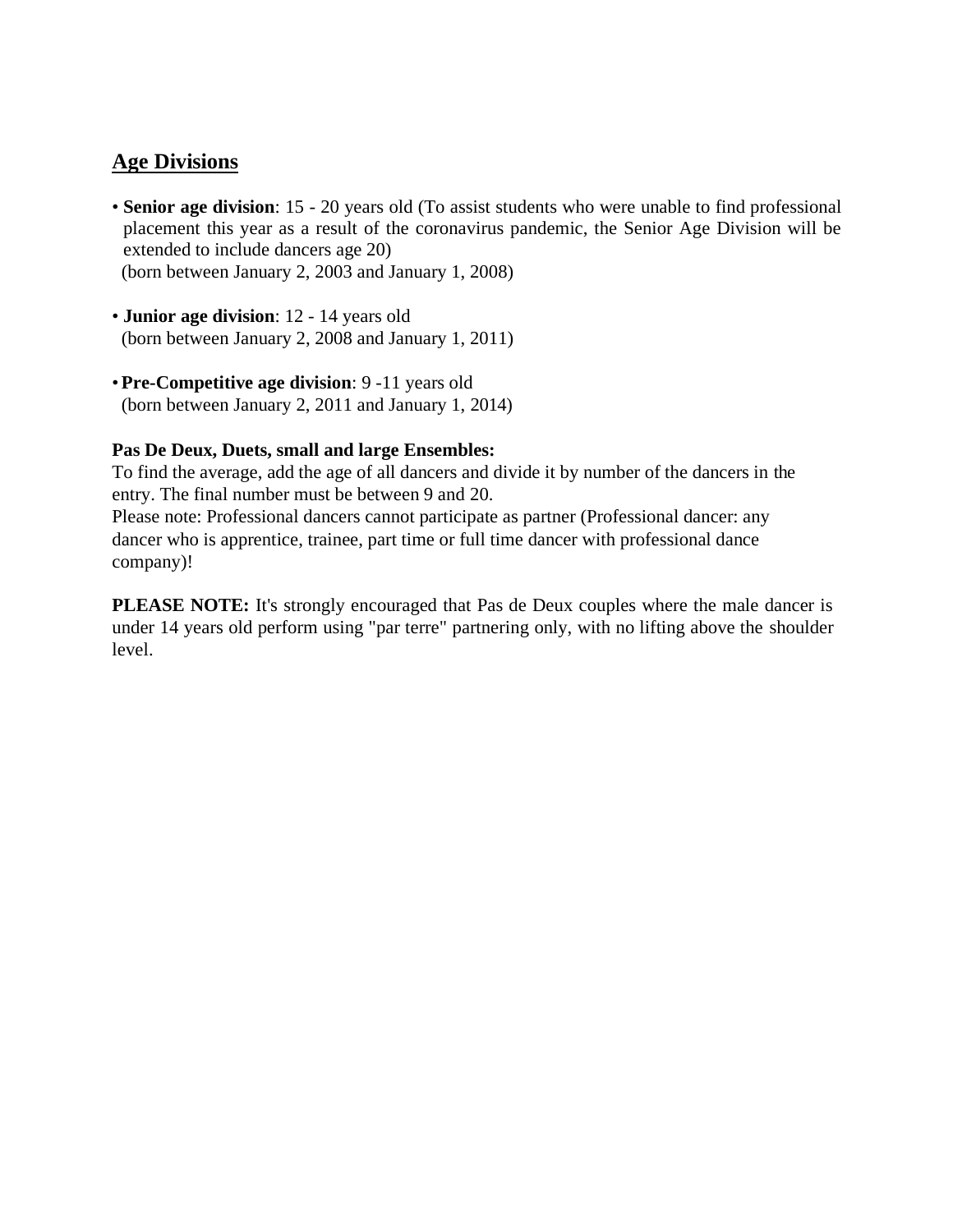## Age Divisions

- **Senior age division**: 15 - 20 years old (To assist students who were unable to find professional placement this year as a result of the coronavirus pandemic, the Senior Age Division will be extended to include dancers age 20)
  (born between January 2, 2003 and January 1, 2008)

- **Junior age division**: 12 - 14 years old
  (born between January 2, 2008 and January 1, 2011)

- **Pre-Competitive age division**: 9 -11 years old
  (born between January 2, 2011 and January 1, 2014)

**Pas De Deux, Duets, small and large Ensembles:**
To find the average, add the age of all dancers and divide it by number of the dancers in the entry. The final number must be between 9 and 20.
Please note: Professional dancers cannot participate as partner (Professional dancer: any dancer who is apprentice, trainee, part time or full time dancer with professional dance company)!

**PLEASE NOTE:** It's strongly encouraged that Pas de Deux couples where the male dancer is under 14 years old perform using "par terre" partnering only, with no lifting above the shoulder level.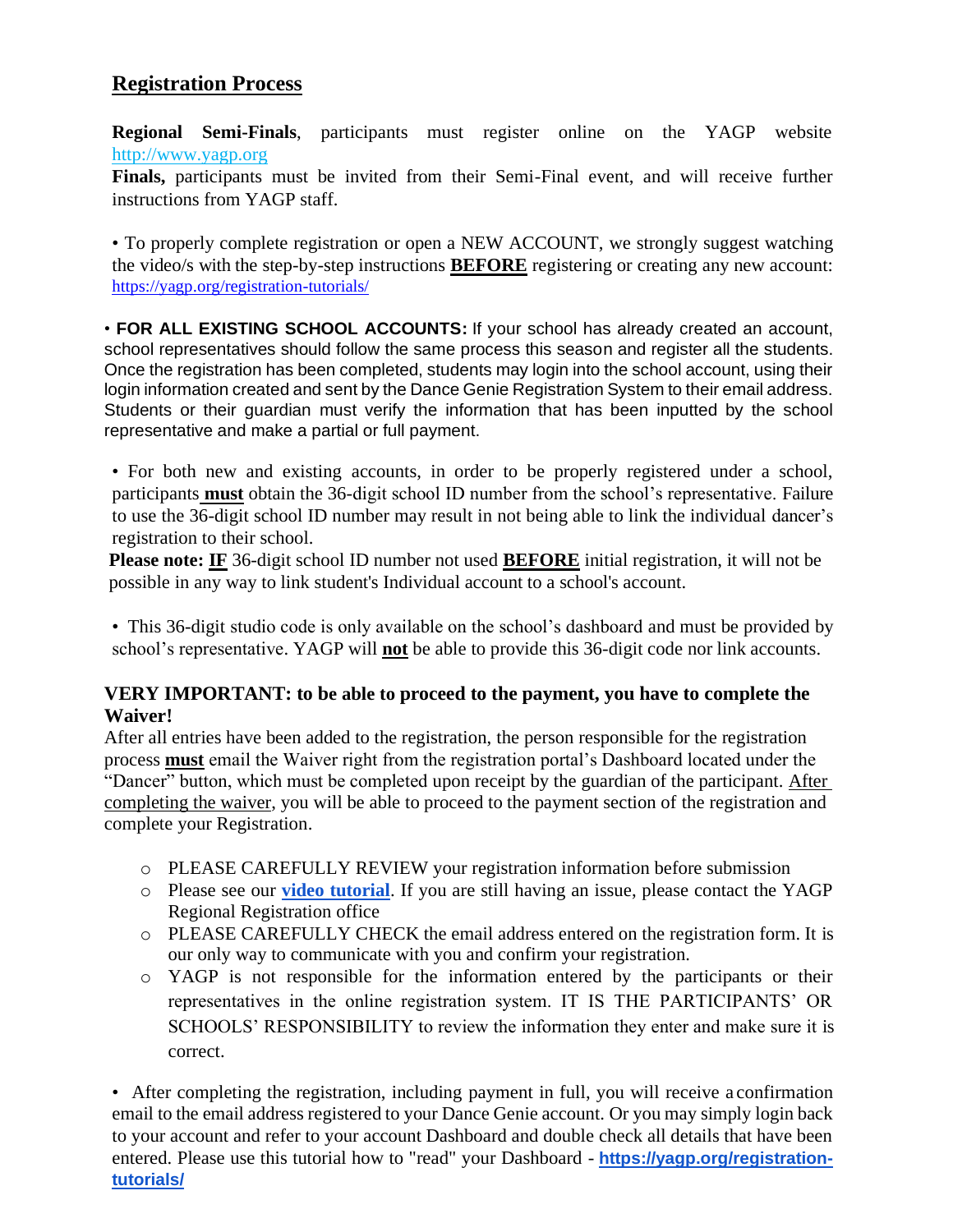## Registration Process

**Regional Semi-Finals**, participants must register online on the YAGP website http://www.yagp.org

**Finals,** participants must be invited from their Semi-Final event, and will receive further instructions from YAGP staff.

• To properly complete registration or open a NEW ACCOUNT, we strongly suggest watching the video/s with the step-by-step instructions **BEFORE** registering or creating any new account: https://yagp.org/registration-tutorials/

• **FOR ALL EXISTING SCHOOL ACCOUNTS:** If your school has already created an account, school representatives should follow the same process this season and register all the students. Once the registration has been completed, students may login into the school account, using their login information created and sent by the Dance Genie Registration System to their email address. Students or their guardian must verify the information that has been inputted by the school representative and make a partial or full payment.

• For both new and existing accounts, in order to be properly registered under a school, participants **must** obtain the 36-digit school ID number from the school's representative. Failure to use the 36-digit school ID number may result in not being able to link the individual dancer's registration to their school.

**Please note: IF** 36-digit school ID number not used **BEFORE** initial registration, it will not be possible in any way to link student's Individual account to a school's account.

• This 36-digit studio code is only available on the school's dashboard and must be provided by school's representative. YAGP will **not** be able to provide this 36-digit code nor link accounts.

**VERY IMPORTANT: to be able to proceed to the payment, you have to complete the Waiver!**

After all entries have been added to the registration, the person responsible for the registration process **must** email the Waiver right from the registration portal's Dashboard located under the "Dancer" button, which must be completed upon receipt by the guardian of the participant. After completing the waiver, you will be able to proceed to the payment section of the registration and complete your Registration.

- PLEASE CAREFULLY REVIEW your registration information before submission
- Please see our **video tutorial**. If you are still having an issue, please contact the YAGP Regional Registration office
- PLEASE CAREFULLY CHECK the email address entered on the registration form. It is our only way to communicate with you and confirm your registration.
- YAGP is not responsible for the information entered by the participants or their representatives in the online registration system. IT IS THE PARTICIPANTS' OR SCHOOLS' RESPONSIBILITY to review the information they enter and make sure it is correct.

• After completing the registration, including payment in full, you will receive a confirmation email to the email address registered to your Dance Genie account. Or you may simply login back to your account and refer to your account Dashboard and double check all details that have been entered. Please use this tutorial how to "read" your Dashboard - **https://yagp.org/registration-tutorials/**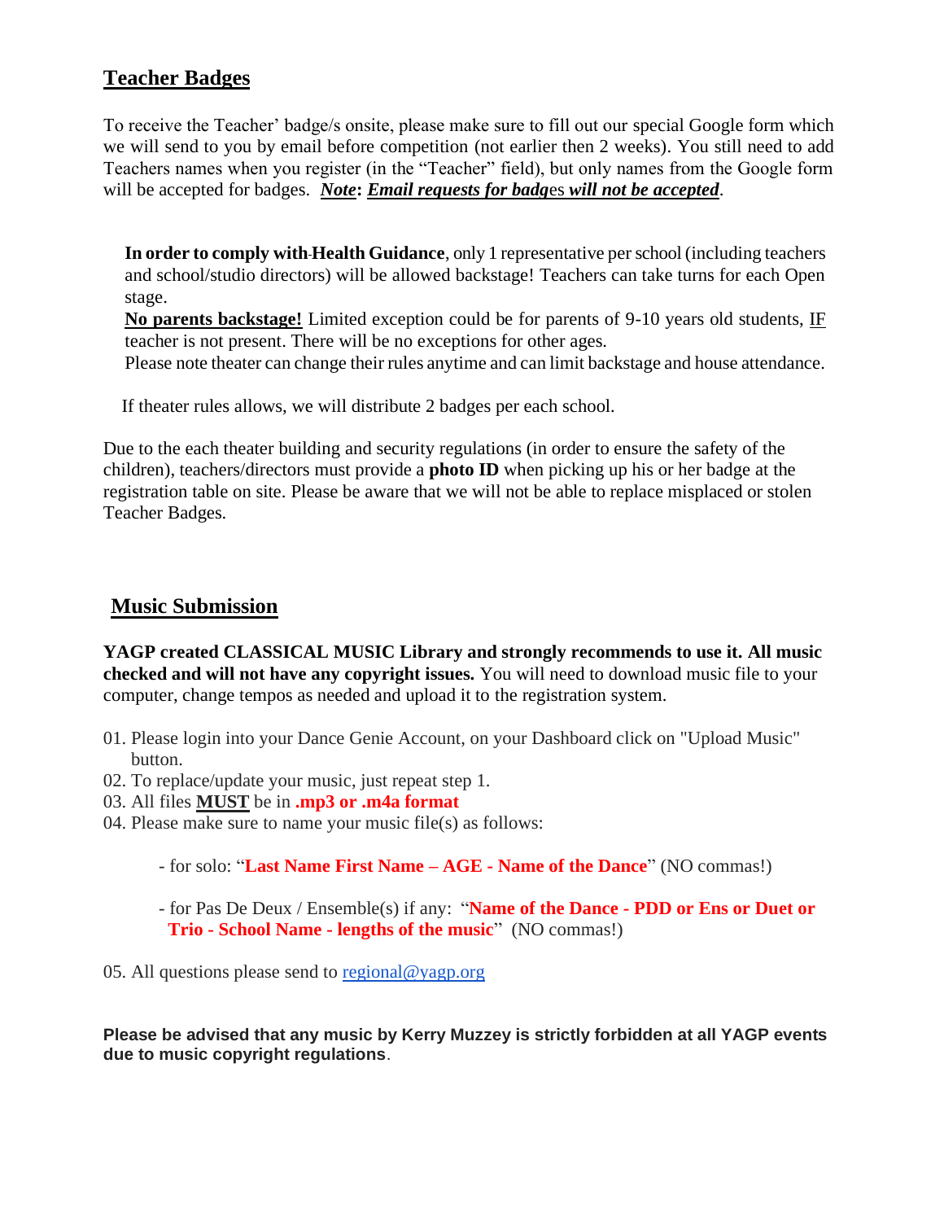## Teacher Badges

To receive the Teacher' badge/s onsite, please make sure to fill out our special Google form which we will send to you by email before competition (not earlier then 2 weeks). You still need to add Teachers names when you register (in the "Teacher" field), but only names from the Google form will be accepted for badges. ***Note*: *Email requests for badges will not be accepted***.

**In order to comply with Health Guidance**, only 1 representative per school (including teachers and school/studio directors) will be allowed backstage! Teachers can take turns for each Open stage.
**No parents backstage!** Limited exception could be for parents of 9-10 years old students, IF teacher is not present. There will be no exceptions for other ages.
Please note theater can change their rules anytime and can limit backstage and house attendance.

If theater rules allows, we will distribute 2 badges per each school.

Due to the each theater building and security regulations (in order to ensure the safety of the children), teachers/directors must provide a **photo ID** when picking up his or her badge at the registration table on site. Please be aware that we will not be able to replace misplaced or stolen Teacher Badges.

## Music Submission

**YAGP created CLASSICAL MUSIC Library and strongly recommends to use it. All music checked and will not have any copyright issues.** You will need to download music file to your computer, change tempos as needed and upload it to the registration system.

01. Please login into your Dance Genie Account, on your Dashboard click on "Upload Music" button.
02. To replace/update your music, just repeat step 1.
03. All files **MUST** be in **.mp3 or .m4a format**
04. Please make sure to name your music file(s) as follows:

    - for solo: "**Last Name First Name – AGE - Name of the Dance**" (NO commas!)

    - for Pas De Deux / Ensemble(s) if any: "**Name of the Dance - PDD or Ens or Duet or Trio - School Name - lengths of the music**" (NO commas!)

05. All questions please send to regional@yagp.org

**Please be advised that any music by Kerry Muzzey is strictly forbidden at all YAGP events due to music copyright regulations**.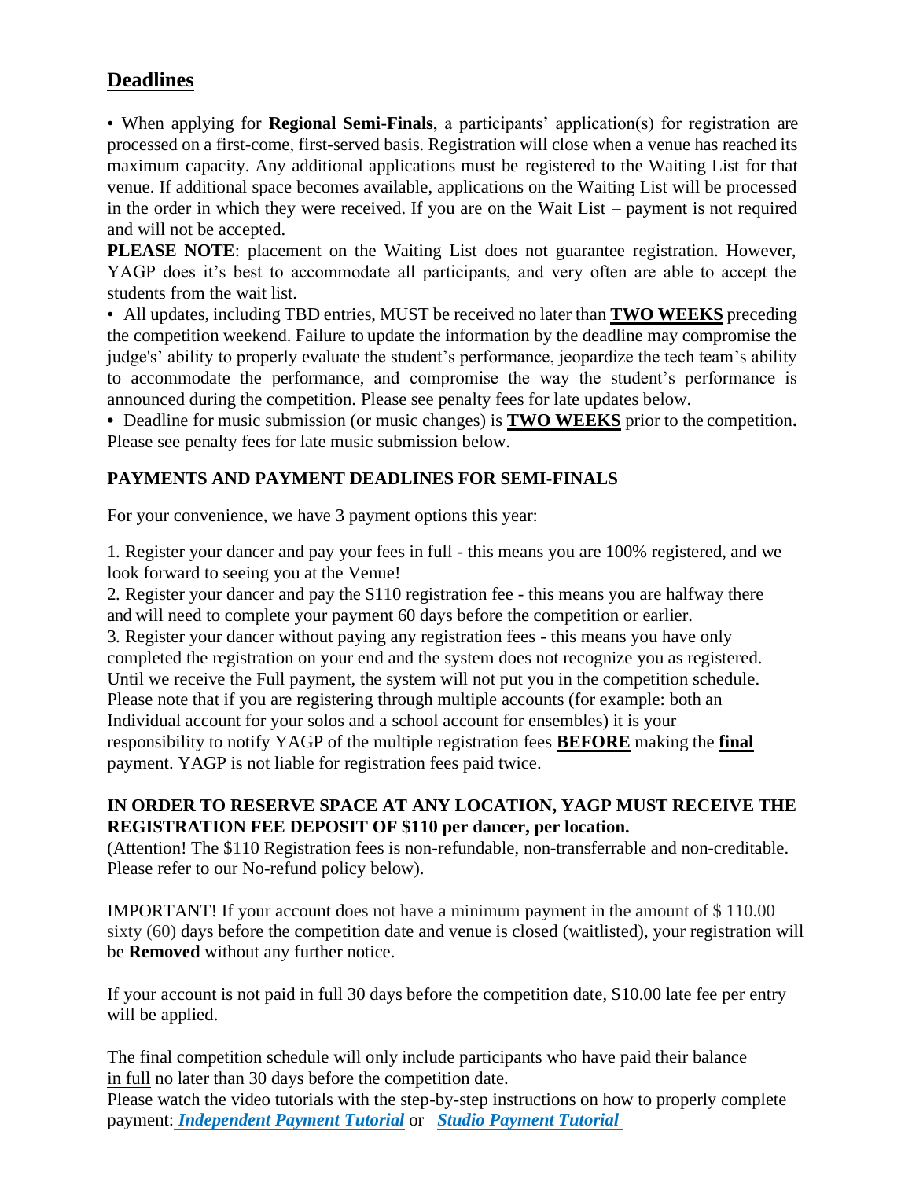## Deadlines

• When applying for **Regional Semi-Finals**, a participants' application(s) for registration are processed on a first-come, first-served basis. Registration will close when a venue has reached its maximum capacity. Any additional applications must be registered to the Waiting List for that venue. If additional space becomes available, applications on the Waiting List will be processed in the order in which they were received. If you are on the Wait List – payment is not required and will not be accepted.

**PLEASE NOTE**: placement on the Waiting List does not guarantee registration. However, YAGP does it's best to accommodate all participants, and very often are able to accept the students from the wait list.

• All updates, including TBD entries, MUST be received no later than **TWO WEEKS** preceding the competition weekend. Failure to update the information by the deadline may compromise the judge's' ability to properly evaluate the student's performance, jeopardize the tech team's ability to accommodate the performance, and compromise the way the student's performance is announced during the competition. Please see penalty fees for late updates below.

• Deadline for music submission (or music changes) is **TWO WEEKS** prior to the competition**.** Please see penalty fees for late music submission below.

**PAYMENTS AND PAYMENT DEADLINES FOR SEMI-FINALS**

For your convenience, we have 3 payment options this year:

1. Register your dancer and pay your fees in full - this means you are 100% registered, and we look forward to seeing you at the Venue!
2. Register your dancer and pay the $110 registration fee - this means you are halfway there and will need to complete your payment 60 days before the competition or earlier.
3. Register your dancer without paying any registration fees - this means you have only completed the registration on your end and the system does not recognize you as registered. Until we receive the Full payment, the system will not put you in the competition schedule. Please note that if you are registering through multiple accounts (for example: both an Individual account for your solos and a school account for ensembles) it is your responsibility to notify YAGP of the multiple registration fees **BEFORE** making the **final** payment. YAGP is not liable for registration fees paid twice.

**IN ORDER TO RESERVE SPACE AT ANY LOCATION, YAGP MUST RECEIVE THE REGISTRATION FEE DEPOSIT OF $110 per dancer, per location.**

(Attention! The $110 Registration fees is non-refundable, non-transferrable and non-creditable. Please refer to our No-refund policy below).

IMPORTANT! If your account does not have a minimum payment in the amount of $ 110.00 sixty (60) days before the competition date and venue is closed (waitlisted), your registration will be **Removed** without any further notice.

If your account is not paid in full 30 days before the competition date, $10.00 late fee per entry will be applied.

The final competition schedule will only include participants who have paid their balance in full no later than 30 days before the competition date.

Please watch the video tutorials with the step-by-step instructions on how to properly complete payment: ***Independent Payment Tutorial*** or ***Studio Payment Tutorial***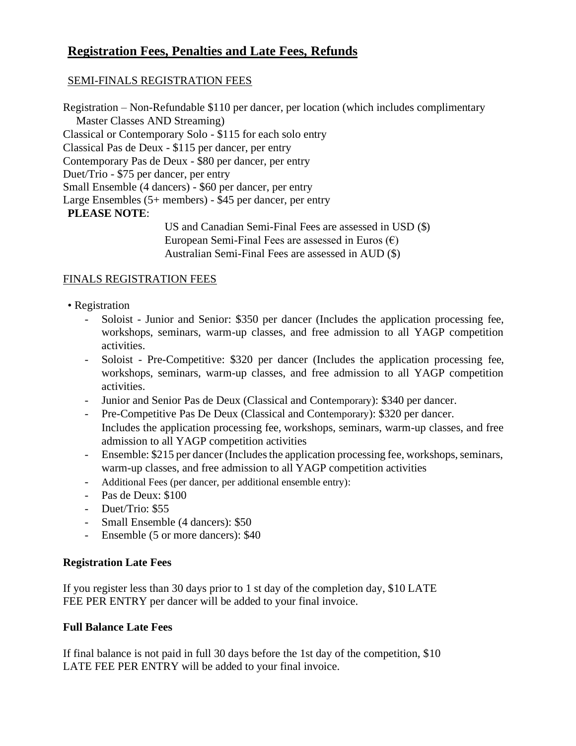# Registration Fees, Penalties and Late Fees, Refunds

## SEMI-FINALS REGISTRATION FEES

Registration – Non-Refundable $110 per dancer, per location (which includes complimentary Master Classes AND Streaming)
Classical or Contemporary Solo - $115 for each solo entry
Classical Pas de Deux - $115 per dancer, per entry
Contemporary Pas de Deux - $80 per dancer, per entry
Duet/Trio - $75 per dancer, per entry
Small Ensemble (4 dancers) - $60 per dancer, per entry
Large Ensembles (5+ members) - $45 per dancer, per entry

**PLEASE NOTE**:

US and Canadian Semi-Final Fees are assessed in USD ($)
European Semi-Final Fees are assessed in Euros (€)
Australian Semi-Final Fees are assessed in AUD ($)

## FINALS REGISTRATION FEES

- Registration
  - Soloist - Junior and Senior: $350 per dancer (Includes the application processing fee, workshops, seminars, warm-up classes, and free admission to all YAGP competition activities.
  - Soloist - Pre-Competitive: $320 per dancer (Includes the application processing fee, workshops, seminars, warm-up classes, and free admission to all YAGP competition activities.
  - Junior and Senior Pas de Deux (Classical and Contemporary): $340 per dancer.
  - Pre-Competitive Pas De Deux (Classical and Contemporary): $320 per dancer. Includes the application processing fee, workshops, seminars, warm-up classes, and free admission to all YAGP competition activities
  - Ensemble: $215 per dancer (Includes the application processing fee, workshops, seminars, warm-up classes, and free admission to all YAGP competition activities
  - Additional Fees (per dancer, per additional ensemble entry):
  - Pas de Deux: $100
  - Duet/Trio: $55
  - Small Ensemble (4 dancers): $50
  - Ensemble (5 or more dancers): $40

**Registration Late Fees**

If you register less than 30 days prior to 1 st day of the completion day, $10 LATE FEE PER ENTRY per dancer will be added to your final invoice.

**Full Balance Late Fees**

If final balance is not paid in full 30 days before the 1st day of the competition, $10 LATE FEE PER ENTRY will be added to your final invoice.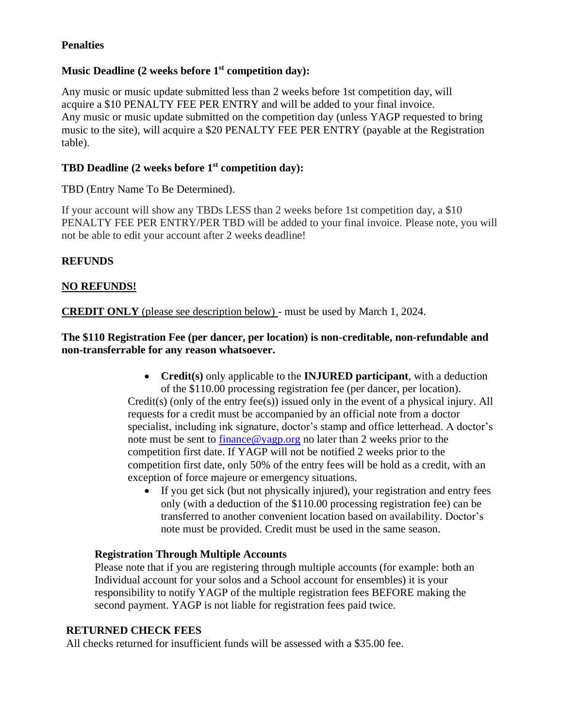**Penalties**

**Music Deadline (2 weeks before 1st competition day):**

Any music or music update submitted less than 2 weeks before 1st competition day, will acquire a $10 PENALTY FEE PER ENTRY and will be added to your final invoice.
Any music or music update submitted on the competition day (unless YAGP requested to bring music to the site), will acquire a $20 PENALTY FEE PER ENTRY (payable at the Registration table).

**TBD Deadline (2 weeks before 1st competition day):**

TBD (Entry Name To Be Determined).

If your account will show any TBDs LESS than 2 weeks before 1st competition day, a $10 PENALTY FEE PER ENTRY/PER TBD will be added to your final invoice. Please note, you will not be able to edit your account after 2 weeks deadline!

**REFUNDS**

**NO REFUNDS!**

**CREDIT ONLY** (please see description below) - must be used by March 1, 2024.

**The $110 Registration Fee (per dancer, per location) is non-creditable, non-refundable and non-transferrable for any reason whatsoever.**

- **Credit(s)** only applicable to the **INJURED participant**, with a deduction of the $110.00 processing registration fee (per dancer, per location).

Credit(s) (only of the entry fee(s)) issued only in the event of a physical injury. All requests for a credit must be accompanied by an official note from a doctor specialist, including ink signature, doctor's stamp and office letterhead. A doctor's note must be sent to finance@yagp.org no later than 2 weeks prior to the competition first date. If YAGP will not be notified 2 weeks prior to the competition first date, only 50% of the entry fees will be hold as a credit, with an exception of force majeure or emergency situations.

- If you get sick (but not physically injured), your registration and entry fees only (with a deduction of the $110.00 processing registration fee) can be transferred to another convenient location based on availability. Doctor's note must be provided. Credit must be used in the same season.

**Registration Through Multiple Accounts**

Please note that if you are registering through multiple accounts (for example: both an Individual account for your solos and a School account for ensembles) it is your responsibility to notify YAGP of the multiple registration fees BEFORE making the second payment. YAGP is not liable for registration fees paid twice.

**RETURNED CHECK FEES**

All checks returned for insufficient funds will be assessed with a $35.00 fee.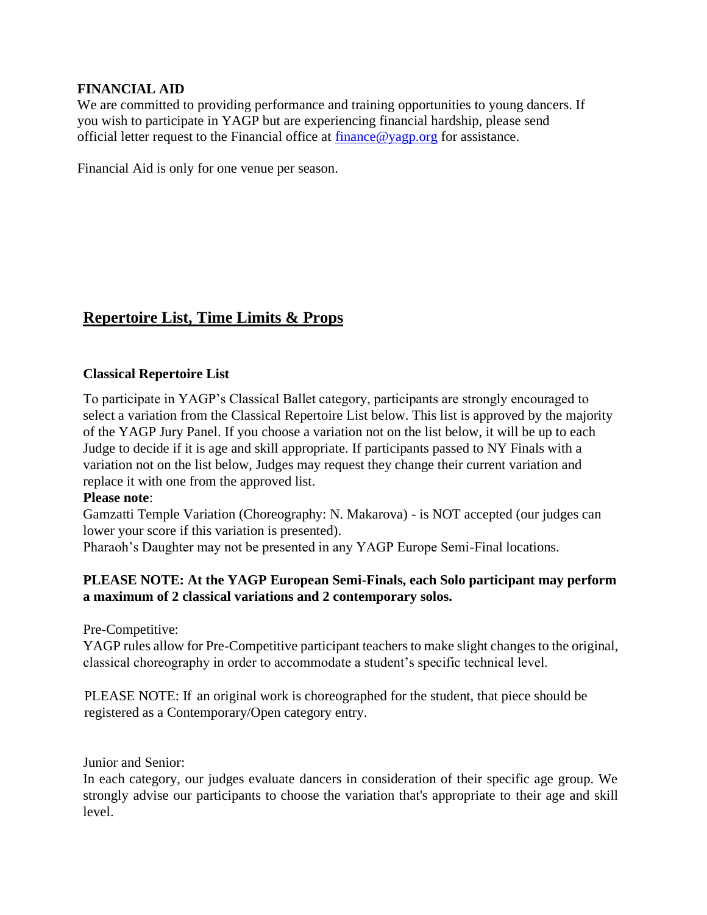**FINANCIAL AID**

We are committed to providing performance and training opportunities to young dancers. If you wish to participate in YAGP but are experiencing financial hardship, please send official letter request to the Financial office at [finance@yagp.org](mailto:finance@yagp.org) for assistance.

Financial Aid is only for one venue per season.

## Repertoire List, Time Limits & Props

### Classical Repertoire List

To participate in YAGP's Classical Ballet category, participants are strongly encouraged to select a variation from the Classical Repertoire List below. This list is approved by the majority of the YAGP Jury Panel. If you choose a variation not on the list below, it will be up to each Judge to decide if it is age and skill appropriate. If participants passed to NY Finals with a variation not on the list below, Judges may request they change their current variation and replace it with one from the approved list.

**Please note**:

Gamzatti Temple Variation (Choreography: N. Makarova) - is NOT accepted (our judges can lower your score if this variation is presented).

Pharaoh's Daughter may not be presented in any YAGP Europe Semi-Final locations.

**PLEASE NOTE: At the YAGP European Semi-Finals, each Solo participant may perform a maximum of 2 classical variations and 2 contemporary solos.**

Pre-Competitive:

YAGP rules allow for Pre-Competitive participant teachers to make slight changes to the original, classical choreography in order to accommodate a student's specific technical level.

PLEASE NOTE: If an original work is choreographed for the student, that piece should be registered as a Contemporary/Open category entry.

Junior and Senior:

In each category, our judges evaluate dancers in consideration of their specific age group. We strongly advise our participants to choose the variation that's appropriate to their age and skill level.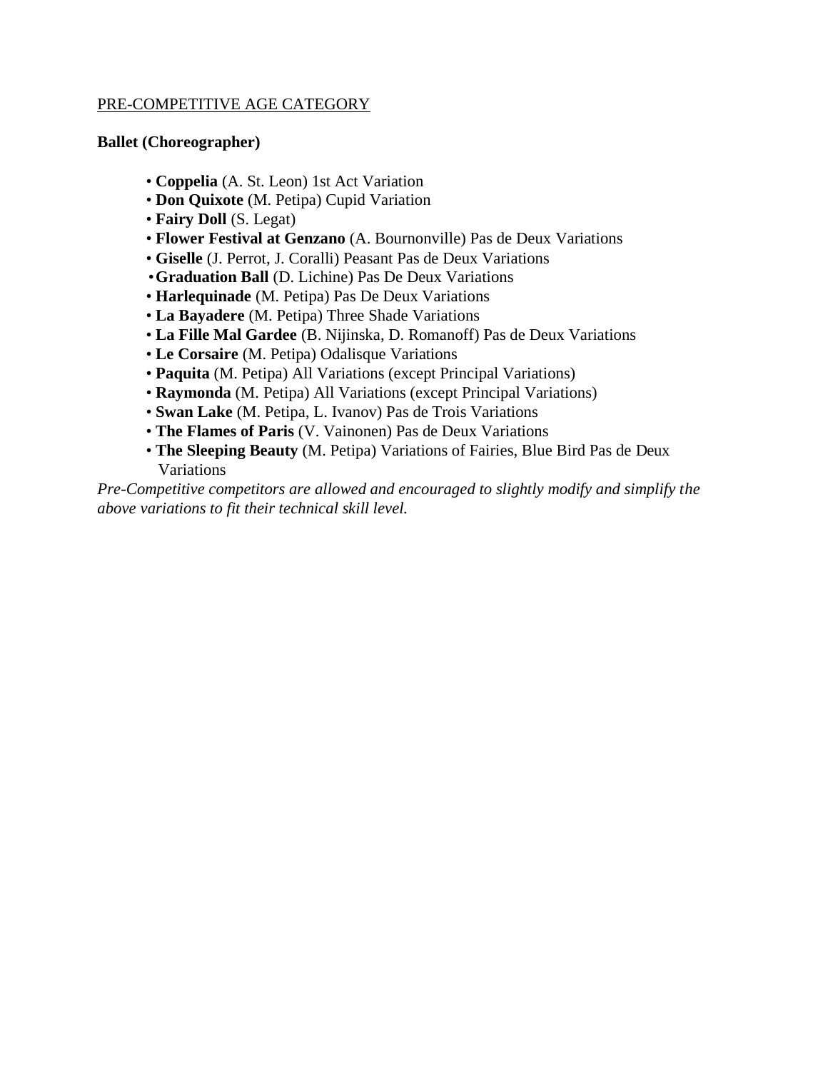PRE-COMPETITIVE AGE CATEGORY

**Ballet (Choreographer)**

- **Coppelia** (A. St. Leon) 1st Act Variation
- **Don Quixote** (M. Petipa) Cupid Variation
- **Fairy Doll** (S. Legat)
- **Flower Festival at Genzano** (A. Bournonville) Pas de Deux Variations
- **Giselle** (J. Perrot, J. Coralli) Peasant Pas de Deux Variations
- **Graduation Ball** (D. Lichine) Pas De Deux Variations
- **Harlequinade** (M. Petipa) Pas De Deux Variations
- **La Bayadere** (M. Petipa) Three Shade Variations
- **La Fille Mal Gardee** (B. Nijinska, D. Romanoff) Pas de Deux Variations
- **Le Corsaire** (M. Petipa) Odalisque Variations
- **Paquita** (M. Petipa) All Variations (except Principal Variations)
- **Raymonda** (M. Petipa) All Variations (except Principal Variations)
- **Swan Lake** (M. Petipa, L. Ivanov) Pas de Trois Variations
- **The Flames of Paris** (V. Vainonen) Pas de Deux Variations
- **The Sleeping Beauty** (M. Petipa) Variations of Fairies, Blue Bird Pas de Deux Variations

*Pre-Competitive competitors are allowed and encouraged to slightly modify and simplify the above variations to fit their technical skill level.*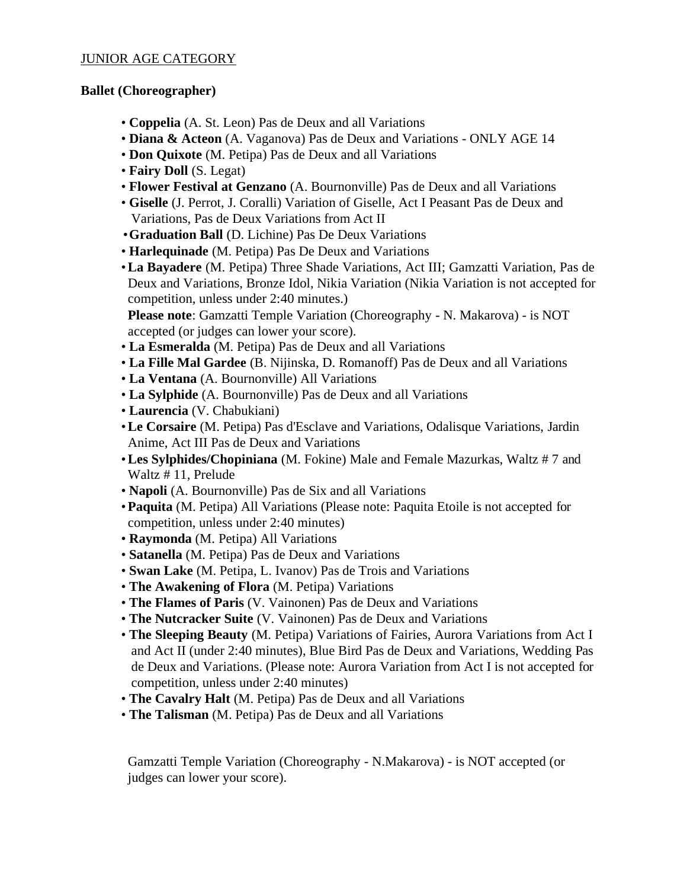JUNIOR AGE CATEGORY

**Ballet (Choreographer)**

- **Coppelia** (A. St. Leon) Pas de Deux and all Variations
- **Diana & Acteon** (A. Vaganova) Pas de Deux and Variations - ONLY AGE 14
- **Don Quixote** (M. Petipa) Pas de Deux and all Variations
- **Fairy Doll** (S. Legat)
- **Flower Festival at Genzano** (A. Bournonville) Pas de Deux and all Variations
- **Giselle** (J. Perrot, J. Coralli) Variation of Giselle, Act I Peasant Pas de Deux and Variations, Pas de Deux Variations from Act II
- **Graduation Ball** (D. Lichine) Pas De Deux Variations
- **Harlequinade** (M. Petipa) Pas De Deux and Variations
- **La Bayadere** (M. Petipa) Three Shade Variations, Act III; Gamzatti Variation, Pas de Deux and Variations, Bronze Idol, Nikia Variation (Nikia Variation is not accepted for competition, unless under 2:40 minutes.)

  **Please note**: Gamzatti Temple Variation (Choreography - N. Makarova) - is NOT accepted (or judges can lower your score).
- **La Esmeralda** (M. Petipa) Pas de Deux and all Variations
- **La Fille Mal Gardee** (B. Nijinska, D. Romanoff) Pas de Deux and all Variations
- **La Ventana** (A. Bournonville) All Variations
- **La Sylphide** (A. Bournonville) Pas de Deux and all Variations
- **Laurencia** (V. Chabukiani)
- **Le Corsaire** (M. Petipa) Pas d'Esclave and Variations, Odalisque Variations, Jardin Anime, Act III Pas de Deux and Variations
- **Les Sylphides/Chopiniana** (M. Fokine) Male and Female Mazurkas, Waltz # 7 and Waltz # 11, Prelude
- **Napoli** (A. Bournonville) Pas de Six and all Variations
- **Paquita** (M. Petipa) All Variations (Please note: Paquita Etoile is not accepted for competition, unless under 2:40 minutes)
- **Raymonda** (M. Petipa) All Variations
- **Satanella** (M. Petipa) Pas de Deux and Variations
- **Swan Lake** (M. Petipa, L. Ivanov) Pas de Trois and Variations
- **The Awakening of Flora** (M. Petipa) Variations
- **The Flames of Paris** (V. Vainonen) Pas de Deux and Variations
- **The Nutcracker Suite** (V. Vainonen) Pas de Deux and Variations
- **The Sleeping Beauty** (M. Petipa) Variations of Fairies, Aurora Variations from Act I and Act II (under 2:40 minutes), Blue Bird Pas de Deux and Variations, Wedding Pas de Deux and Variations. (Please note: Aurora Variation from Act I is not accepted for competition, unless under 2:40 minutes)
- **The Cavalry Halt** (M. Petipa) Pas de Deux and all Variations
- **The Talisman** (M. Petipa) Pas de Deux and all Variations

Gamzatti Temple Variation (Choreography - N.Makarova) - is NOT accepted (or judges can lower your score).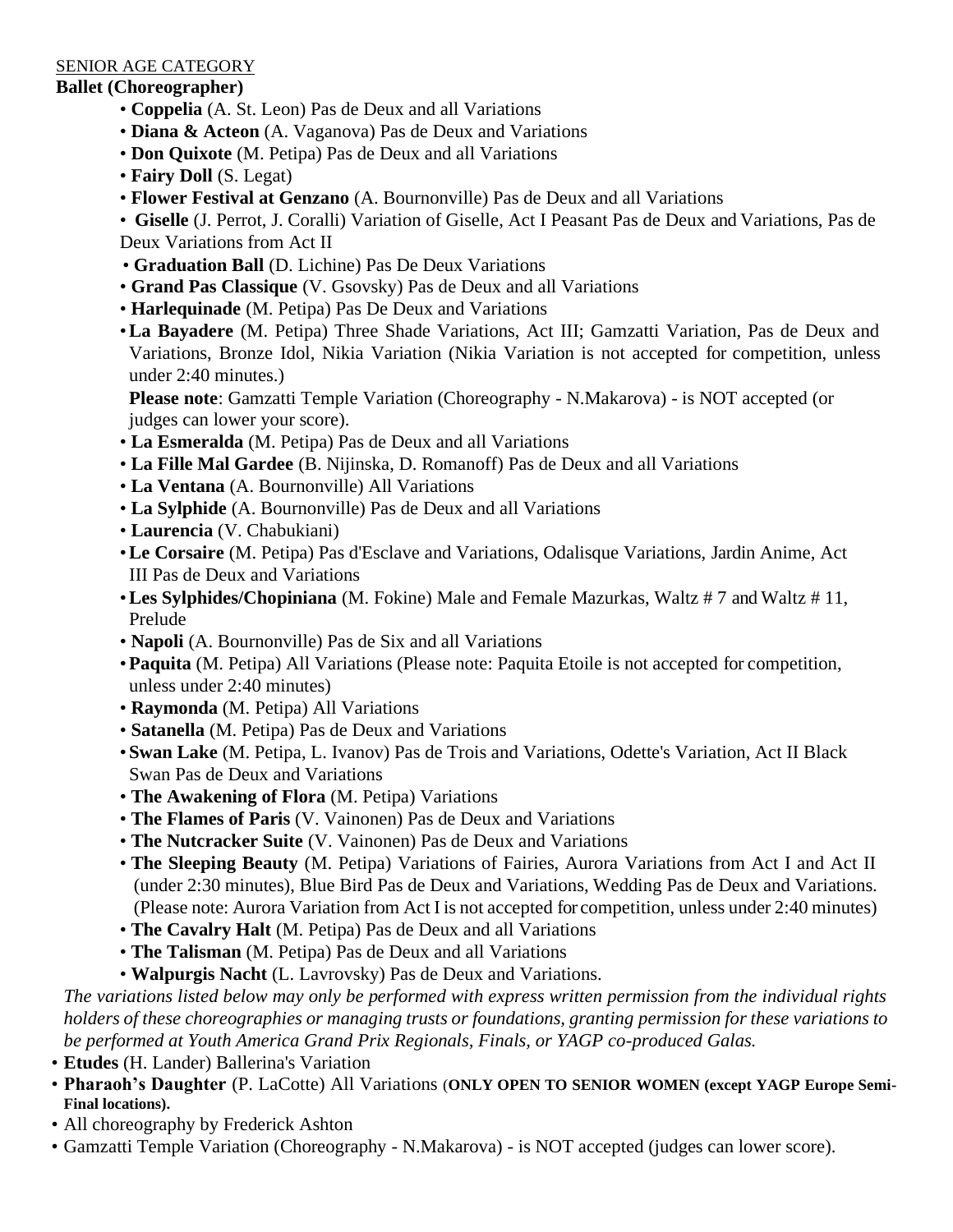SENIOR AGE CATEGORY

**Ballet (Choreographer)**

- **Coppelia** (A. St. Leon) Pas de Deux and all Variations
- **Diana & Acteon** (A. Vaganova) Pas de Deux and Variations
- **Don Quixote** (M. Petipa) Pas de Deux and all Variations
- **Fairy Doll** (S. Legat)
- **Flower Festival at Genzano** (A. Bournonville) Pas de Deux and all Variations
- **Giselle** (J. Perrot, J. Coralli) Variation of Giselle, Act I Peasant Pas de Deux and Variations, Pas de Deux Variations from Act II
- **Graduation Ball** (D. Lichine) Pas De Deux Variations
- **Grand Pas Classique** (V. Gsovsky) Pas de Deux and all Variations
- **Harlequinade** (M. Petipa) Pas De Deux and Variations
- **La Bayadere** (M. Petipa) Three Shade Variations, Act III; Gamzatti Variation, Pas de Deux and Variations, Bronze Idol, Nikia Variation (Nikia Variation is not accepted for competition, unless under 2:40 minutes.)

  **Please note**: Gamzatti Temple Variation (Choreography - N.Makarova) - is NOT accepted (or judges can lower your score).
- **La Esmeralda** (M. Petipa) Pas de Deux and all Variations
- **La Fille Mal Gardee** (B. Nijinska, D. Romanoff) Pas de Deux and all Variations
- **La Ventana** (A. Bournonville) All Variations
- **La Sylphide** (A. Bournonville) Pas de Deux and all Variations
- **Laurencia** (V. Chabukiani)
- **Le Corsaire** (M. Petipa) Pas d'Esclave and Variations, Odalisque Variations, Jardin Anime, Act III Pas de Deux and Variations
- **Les Sylphides/Chopiniana** (M. Fokine) Male and Female Mazurkas, Waltz # 7 and Waltz # 11, Prelude
- **Napoli** (A. Bournonville) Pas de Six and all Variations
- **Paquita** (M. Petipa) All Variations (Please note: Paquita Etoile is not accepted for competition, unless under 2:40 minutes)
- **Raymonda** (M. Petipa) All Variations
- **Satanella** (M. Petipa) Pas de Deux and Variations
- **Swan Lake** (M. Petipa, L. Ivanov) Pas de Trois and Variations, Odette's Variation, Act II Black Swan Pas de Deux and Variations
- **The Awakening of Flora** (M. Petipa) Variations
- **The Flames of Paris** (V. Vainonen) Pas de Deux and Variations
- **The Nutcracker Suite** (V. Vainonen) Pas de Deux and Variations
- **The Sleeping Beauty** (M. Petipa) Variations of Fairies, Aurora Variations from Act I and Act II (under 2:30 minutes), Blue Bird Pas de Deux and Variations, Wedding Pas de Deux and Variations. (Please note: Aurora Variation from Act I is not accepted for competition, unless under 2:40 minutes)
- **The Cavalry Halt** (M. Petipa) Pas de Deux and all Variations
- **The Talisman** (M. Petipa) Pas de Deux and all Variations
- **Walpurgis Nacht** (L. Lavrovsky) Pas de Deux and Variations.

*The variations listed below may only be performed with express written permission from the individual rights holders of these choreographies or managing trusts or foundations, granting permission for these variations to be performed at Youth America Grand Prix Regionals, Finals, or YAGP co-produced Galas.*

- **Etudes** (H. Lander) Ballerina's Variation
- **Pharaoh's Daughter** (P. LaCotte) All Variations (**ONLY OPEN TO SENIOR WOMEN (except YAGP Europe Semi-Final locations).**
- All choreography by Frederick Ashton
- Gamzatti Temple Variation (Choreography - N.Makarova) - is NOT accepted (judges can lower score).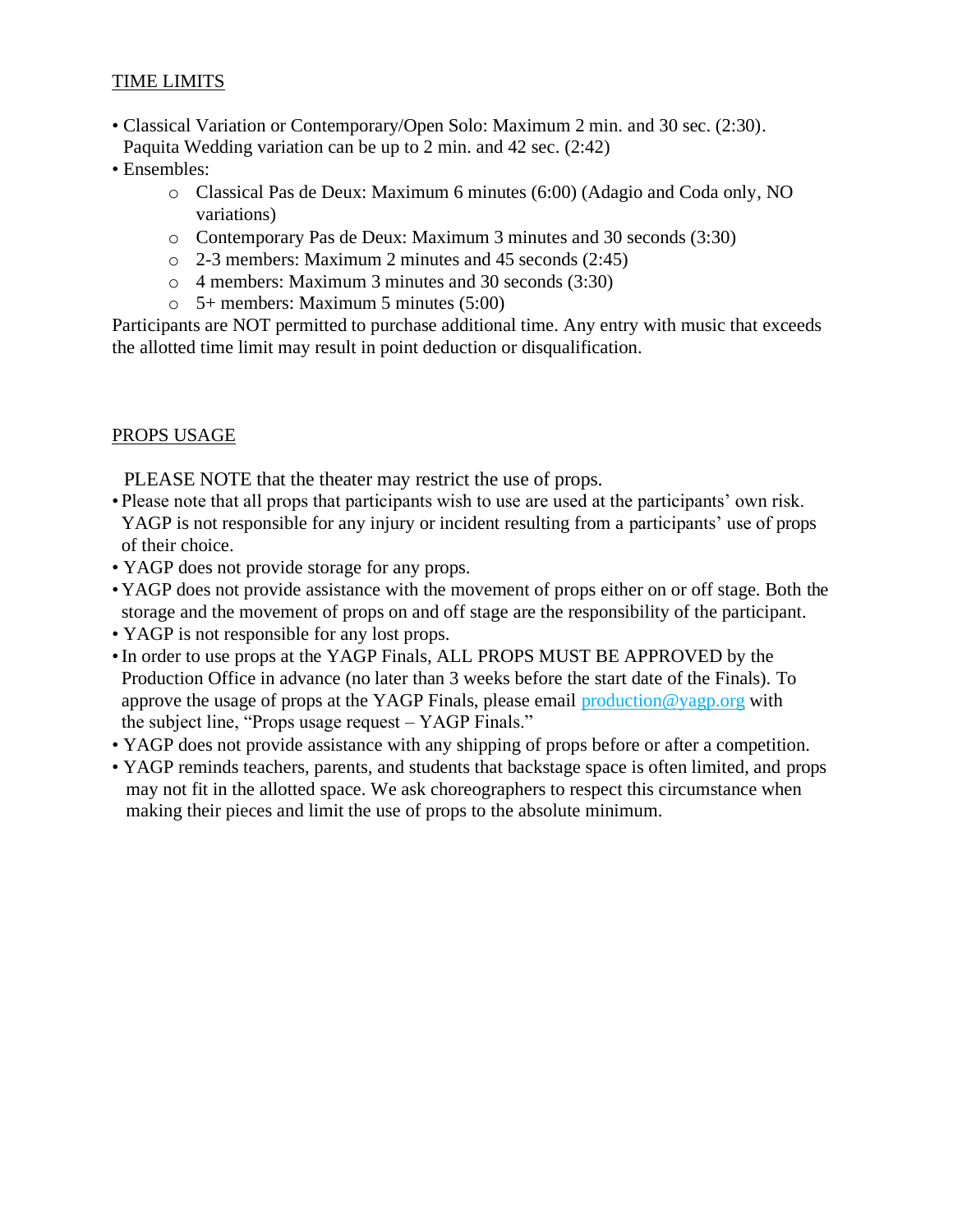## TIME LIMITS

- Classical Variation or Contemporary/Open Solo: Maximum 2 min. and 30 sec. (2:30). Paquita Wedding variation can be up to 2 min. and 42 sec. (2:42)
- Ensembles:
  - Classical Pas de Deux: Maximum 6 minutes (6:00) (Adagio and Coda only, NO variations)
  - Contemporary Pas de Deux: Maximum 3 minutes and 30 seconds (3:30)
  - 2-3 members: Maximum 2 minutes and 45 seconds (2:45)
  - 4 members: Maximum 3 minutes and 30 seconds (3:30)
  - 5+ members: Maximum 5 minutes (5:00)

Participants are NOT permitted to purchase additional time. Any entry with music that exceeds the allotted time limit may result in point deduction or disqualification.

## PROPS USAGE

PLEASE NOTE that the theater may restrict the use of props.

- Please note that all props that participants wish to use are used at the participants' own risk. YAGP is not responsible for any injury or incident resulting from a participants' use of props of their choice.
- YAGP does not provide storage for any props.
- YAGP does not provide assistance with the movement of props either on or off stage. Both the storage and the movement of props on and off stage are the responsibility of the participant.
- YAGP is not responsible for any lost props.
- In order to use props at the YAGP Finals, ALL PROPS MUST BE APPROVED by the Production Office in advance (no later than 3 weeks before the start date of the Finals). To approve the usage of props at the YAGP Finals, please email production@yagp.org with the subject line, "Props usage request – YAGP Finals."
- YAGP does not provide assistance with any shipping of props before or after a competition.
- YAGP reminds teachers, parents, and students that backstage space is often limited, and props may not fit in the allotted space. We ask choreographers to respect this circumstance when making their pieces and limit the use of props to the absolute minimum.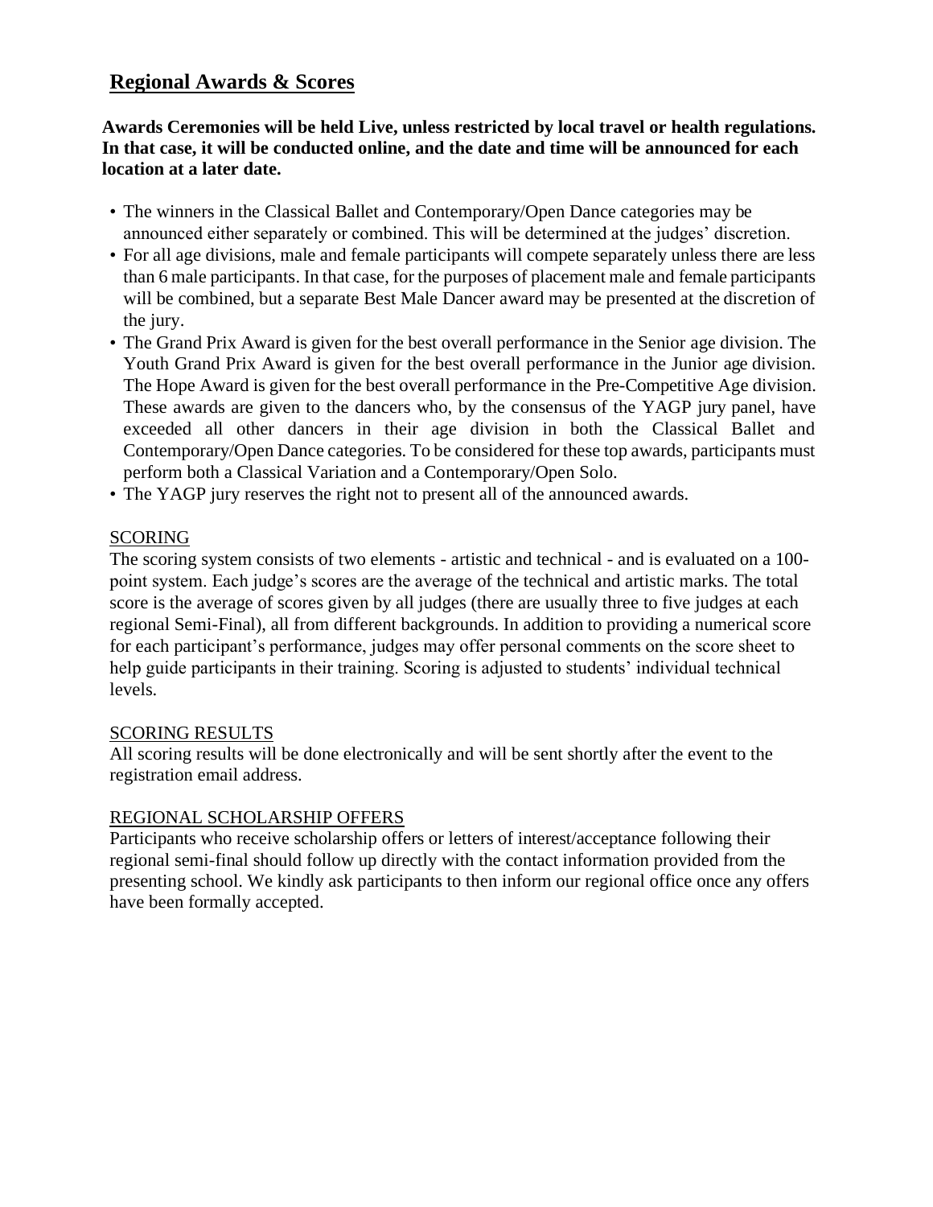## Regional Awards & Scores

**Awards Ceremonies will be held Live, unless restricted by local travel or health regulations. In that case, it will be conducted online, and the date and time will be announced for each location at a later date.**

- The winners in the Classical Ballet and Contemporary/Open Dance categories may be announced either separately or combined. This will be determined at the judges' discretion.
- For all age divisions, male and female participants will compete separately unless there are less than 6 male participants. In that case, for the purposes of placement male and female participants will be combined, but a separate Best Male Dancer award may be presented at the discretion of the jury.
- The Grand Prix Award is given for the best overall performance in the Senior age division. The Youth Grand Prix Award is given for the best overall performance in the Junior age division. The Hope Award is given for the best overall performance in the Pre-Competitive Age division. These awards are given to the dancers who, by the consensus of the YAGP jury panel, have exceeded all other dancers in their age division in both the Classical Ballet and Contemporary/Open Dance categories. To be considered for these top awards, participants must perform both a Classical Variation and a Contemporary/Open Solo.
- The YAGP jury reserves the right not to present all of the announced awards.

### SCORING

The scoring system consists of two elements - artistic and technical - and is evaluated on a 100-point system. Each judge's scores are the average of the technical and artistic marks. The total score is the average of scores given by all judges (there are usually three to five judges at each regional Semi-Final), all from different backgrounds. In addition to providing a numerical score for each participant's performance, judges may offer personal comments on the score sheet to help guide participants in their training. Scoring is adjusted to students' individual technical levels.

### SCORING RESULTS

All scoring results will be done electronically and will be sent shortly after the event to the registration email address.

### REGIONAL SCHOLARSHIP OFFERS

Participants who receive scholarship offers or letters of interest/acceptance following their regional semi-final should follow up directly with the contact information provided from the presenting school. We kindly ask participants to then inform our regional office once any offers have been formally accepted.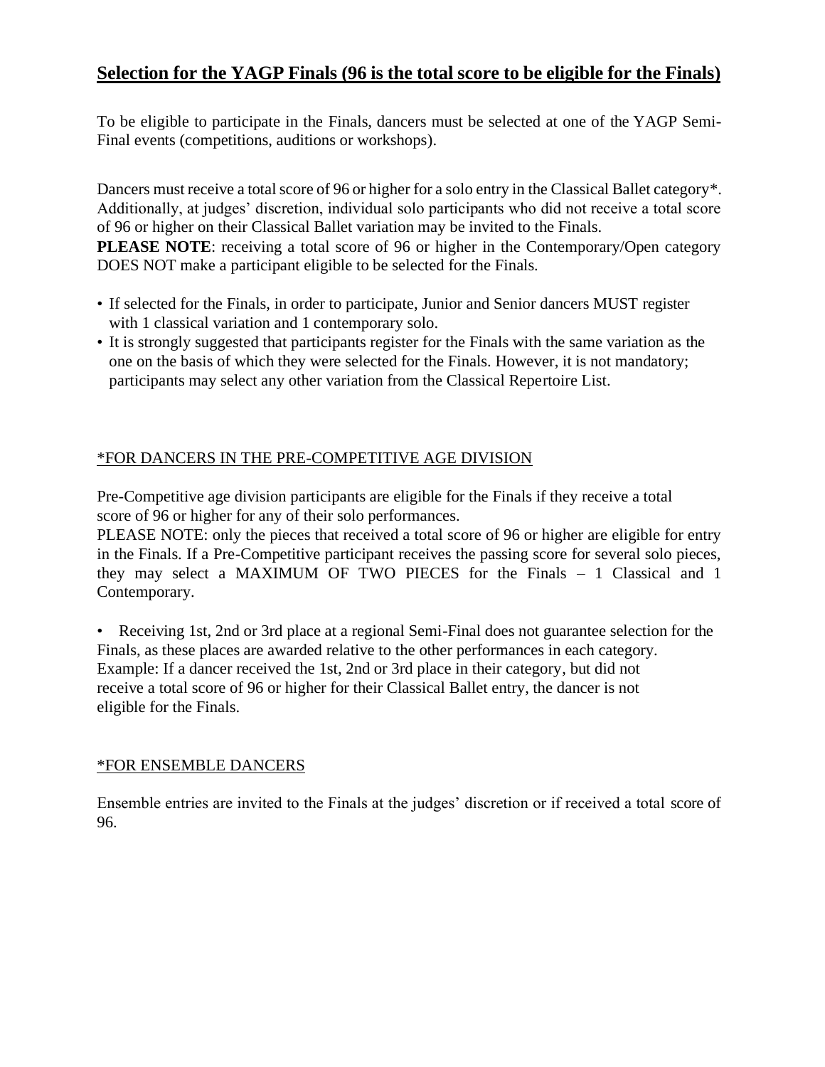## Selection for the YAGP Finals (96 is the total score to be eligible for the Finals)

To be eligible to participate in the Finals, dancers must be selected at one of the YAGP Semi-Final events (competitions, auditions or workshops).

Dancers must receive a total score of 96 or higher for a solo entry in the Classical Ballet category*. Additionally, at judges' discretion, individual solo participants who did not receive a total score of 96 or higher on their Classical Ballet variation may be invited to the Finals.
**PLEASE NOTE**: receiving a total score of 96 or higher in the Contemporary/Open category DOES NOT make a participant eligible to be selected for the Finals.

- If selected for the Finals, in order to participate, Junior and Senior dancers MUST register with 1 classical variation and 1 contemporary solo.
- It is strongly suggested that participants register for the Finals with the same variation as the one on the basis of which they were selected for the Finals. However, it is not mandatory; participants may select any other variation from the Classical Repertoire List.

*FOR DANCERS IN THE PRE-COMPETITIVE AGE DIVISION

Pre-Competitive age division participants are eligible for the Finals if they receive a total score of 96 or higher for any of their solo performances.
PLEASE NOTE: only the pieces that received a total score of 96 or higher are eligible for entry in the Finals. If a Pre-Competitive participant receives the passing score for several solo pieces, they may select a MAXIMUM OF TWO PIECES for the Finals – 1 Classical and 1 Contemporary.

- Receiving 1st, 2nd or 3rd place at a regional Semi-Final does not guarantee selection for the Finals, as these places are awarded relative to the other performances in each category. Example: If a dancer received the 1st, 2nd or 3rd place in their category, but did not receive a total score of 96 or higher for their Classical Ballet entry, the dancer is not eligible for the Finals.

*FOR ENSEMBLE DANCERS

Ensemble entries are invited to the Finals at the judges' discretion or if received a total score of 96.